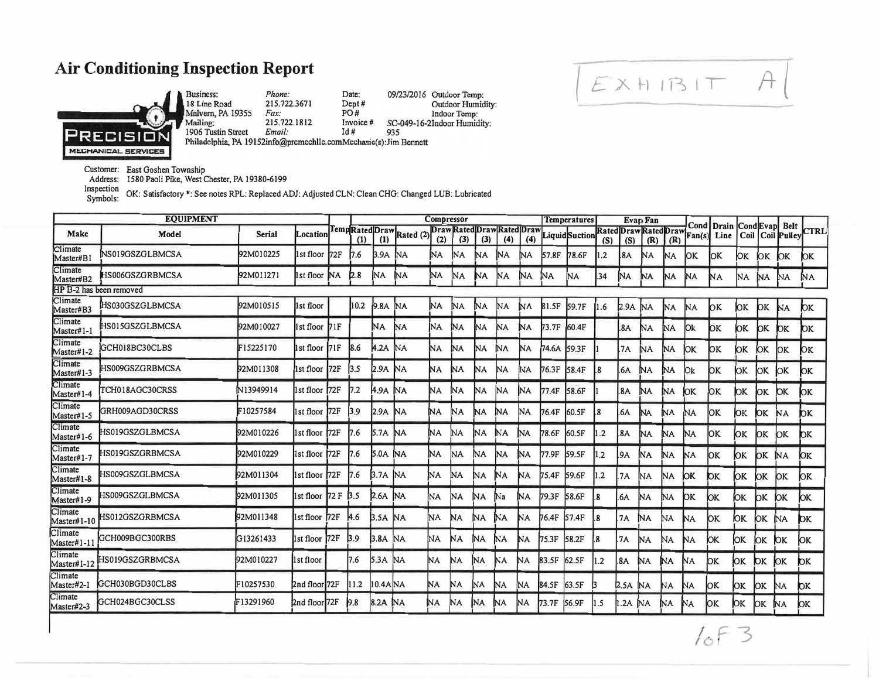# Air Conditioning Inspection Report

EXHIBIT A

PRECISION MECHANICAL SERVICES

| Business: | Phone: | Date: | 09/23/2016 | Outdoor Temp: |
|---|---|---|---|---|
| 18 Line Road | 215.722.3671 | Dept # | | Outdoor Humidity: |
| Malvern, PA 19355 | Fax: | PO # | | Indoor Temp: |
| Mailing: | 215.722.1812 | Invoice # | SC-049-16-2 | Indoor Humidity: |
| 1906 Tustin Street | Email: | Id # | 935 | |
| Philadelphia, PA 19152 | info@premechllc.com | Mechanic(s): | Jim Bennett | |

Customer: East Goshen Township
Address: 1580 Paoli Pike, West Chester, PA 19380-6199
Inspection Symbols: OK: Satisfactory *: See notes RPL: Replaced ADJ: Adjusted CLN: Clean CHG: Changed LUB: Lubricated

| EQUIPMENT | | | | | Compressor | | | | | | | | | Temperatures | | Evap Fan | | | | | | | | | |
|---|---|---|---|---|---|---|---|---|---|---|---|---|---|---|---|---|---|---|---|---|---|---|---|---|---|
| Make | Model | Serial | Location | Temp | Rated (1) | Draw (1) | Rated (2) | Draw (2) | Rated (3) | Draw (3) | Rated (4) | Draw (4) | Liquid | Suction | Rated (S) | Draw (S) | Rated (R) | Draw (R) | Cond Fan(s) | Drain Line | Cond Coil | Evap Coil | Belt Pulley | CTRL |
| Climate Master#B1 | NS019GSZGLBMCSA | 92M010225 | 1st floor | 72F | 7.6 | 3.9A | NA | NA | NA | NA | NA | NA | 57.8F | 78.6F | 1.2 | .8A | NA | NA | OK | OK | OK | OK | OK | OK |
| Climate Master#B2 | HS006GSZGRBMCSA | 92M011271 | 1st floor | NA | 2.8 | NA | NA | NA | NA | NA | NA | NA | NA | NA | .34 | NA | NA | NA | NA | NA | NA | NA | NA | NA |
| HP B-2 has been removed | | | | | | | | | | | | | | | | | | | | | | | | |
| Climate Master#B3 | HS030GSZGLBMCSA | 92M010515 | 1st floor | | 10.2 | 9.8A | NA | NA | NA | NA | NA | NA | 81.5F | 59.7F | 1.6 | 2.9A | NA | NA | NA | OK | OK | OK | NA | OK |
| Climate Master#1-1 | HS015GSZGLBMCSA | 92M010027 | 1st floor | 71F | | NA | NA | NA | NA | NA | NA | NA | 73.7F | 60.4F | | .8A | NA | NA | Ok | OK | OK | OK | OK | OK |
| Climate Master#1-2 | GCH018BC30CLBS | F15225170 | 1st floor | 71F | 8.6 | 4.2A | NA | NA | NA | NA | NA | NA | 74.6A | 59.3F | 1 | .7A | NA | NA | OK | OK | OK | OK | OK | OK |
| Climate Master#1-3 | HS009GSZGRBMCSA | 92M011308 | 1st floor | 72F | 3.5 | 2.9A | NA | NA | NA | NA | NA | NA | 76.3F | 58.4F | .8 | .6A | NA | NA | Ok | OK | OK | OK | OK | OK |
| Climate Master#1-4 | TCH018AGC30CRSS | N13949914 | 1st floor | 72F | 7.2 | 4.9A | NA | NA | NA | NA | NA | NA | 77.4F | 58.6F | 1 | .8A | NA | NA | OK | OK | OK | OK | OK | OK |
| Climate Master#1-5 | GRH009AGD30CRSS | F10257584 | 1st floor | 72F | 3.9 | 2.9A | NA | NA | NA | NA | NA | NA | 76.4F | 60.5F | .8 | .6A | NA | NA | NA | OK | OK | OK | NA | OK |
| Climate Master#1-6 | HS019GSZGLBMCSA | 92M010226 | 1st floor | 72F | 7.6 | 5.7A | NA | NA | NA | NA | NA | NA | 78.6F | 60.5F | 1.2 | .8A | NA | NA | NA | OK | OK | OK | OK | OK |
| Climate Master#1-7 | HS019GSZGRBMCSA | 92M010229 | 1st floor | 72F | 7.6 | 5.0A | NA | NA | NA | NA | NA | NA | 77.9F | 59.5F | 1.2 | .9A | NA | NA | NA | OK | OK | OK | NA | OK |
| Climate Master#1-8 | HS009GSZGLBMCSA | 92M011304 | 1st floor | 72F | 7.6 | 3.7A | NA | NA | NA | NA | NA | NA | 75.4F | 59.6F | 1.2 | .7A | NA | NA | OK | OK | OK | OK | OK | OK |
| Climate Master#1-9 | HS009GSZGLBMCSA | 92M011305 | 1st floor | 72 F | 3.5 | 2.6A | NA | NA | NA | NA | Na | NA | 79.3F | 58.6F | .8 | .6A | NA | NA | OK | OK | OK | OK | OK | OK |
| Climate Master#1-10 | HS012GSZGRBMCSA | 92M011348 | 1st floor | 72F | 4.6 | 3.5A | NA | NA | NA | NA | NA | NA | 76.4F | 57.4F | .8 | .7A | NA | NA | NA | OK | OK | OK | NA | OK |
| Climate Master#1-11 | GCH009BGC300RBS | G13261433 | 1st floor | 72F | 3.9 | 3.8A | NA | NA | NA | NA | NA | NA | 75.3F | 58.2F | .8 | .7A | NA | NA | NA | OK | OK | OK | OK | OK |
| Climate Master#1-12 | HS019GSZGRBMCSA | 92M010227 | 1st floor | | 7.6 | 5.3A | NA | NA | NA | NA | NA | NA | 83.5F | 62.5F | 1.2 | .8A | NA | NA | NA | OK | OK | OK | OK | OK |
| Climate Master#2-1 | GCH030BGD30CLBS | F10257530 | 2nd floor | 72F | 11.2 | 10.4A | NA | NA | NA | NA | NA | NA | 84.5F | 63.5F | 3 | 2.5A | NA | NA | NA | OK | OK | OK | NA | OK |
| Climate Master#2-3 | GCH024BGC30CLSS | F13291960 | 2nd floor | 72F | 9.8 | 8.2A | NA | NA | NA | NA | NA | NA | 73.7F | 56.9F | 1.5 | 1.2A | NA | NA | NA | OK | OK | OK | NA | OK |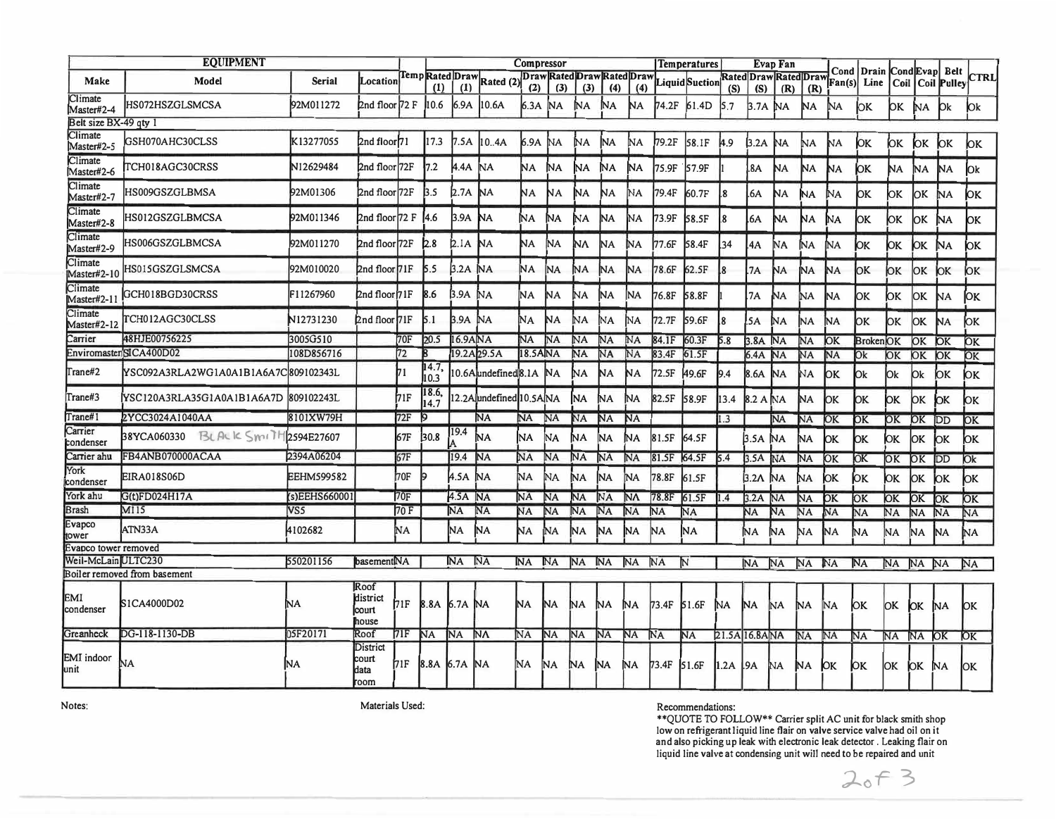| EQUIPMENT | | | | | Compressor | | | | | | | | | | Temperatures | | Evap Fan | | | | Cond | Drain | Cond | Evap | Belt | CTRL |
|---|---|---|---|---|---|---|---|---|---|---|---|---|---|---|---|---|---|---|---|---|---|---|---|---|---|---|
| Make | Model | Serial | Location | Temp | Rated (1) | Draw (1) | Rated (2) | Draw (2) | Rated (3) | Draw (3) | Rated (4) | Draw (4) | | | Liquid | Suction | Rated (S) | Draw (S) | Rated (R) | Draw (R) | Fan(s) | Line | Coil | Coil | Pulley | |
| Climate Master#2-4 | HS072HSZGLSMCSA | 92M011272 | 2nd floor | 72 F | 10.6 | 6.9A | 10.6A | 6.3A | NA | NA | NA | NA | | | 74.2F | 61.4D | 5.7 | 3.7A | NA | NA | NA | OK | OK | NA | Ok | Ok |
| Belt size BX-49 qty 1 | | | | | | | | | | | | | | | | | | | | | | | | | | |
| Climate Master#2-5 | GSH070AHC30CLSS | K13277055 | 2nd floor | 71 | 17.3 | 7.5A | 10..4A | 6.9A | NA | NA | NA | NA | | | 79.2F | 58.1F | 4.9 | 3.2A | NA | NA | NA | OK | OK | OK | OK | OK |
| Climate Master#2-6 | TCH018AGC30CRSS | N12629484 | 2nd floor | 72F | 7.2 | 4.4A | NA | NA | NA | NA | NA | NA | | | 75.9F | 57.9F | 1 | .8A | NA | NA | NA | OK | NA | NA | NA | Ok |
| Climate Master#2-7 | HS009GSZGLBMSA | 92M01306 | 2nd floor | 72F | 3.5 | 2.7A | NA | NA | NA | NA | NA | NA | | | 79.4F | 60.7F | .8 | .6A | NA | NA | NA | OK | OK | OK | NA | OK |
| Climate Master#2-8 | HS012GSZGLBMCSA | 92M011346 | 2nd floor | 72 F | 4.6 | 3.9A | NA | NA | NA | NA | NA | NA | | | 73.9F | 58.5F | 8 | .6A | NA | NA | NA | OK | OK | OK | NA | OK |
| Climate Master#2-9 | HS006GSZGLBMCSA | 92M011270 | 2nd floor | 72F | 2.8 | 2.1A | NA | NA | NA | NA | NA | NA | | | 77.6F | 58.4F | .34 | .4A | NA | NA | NA | OK | OK | OK | NA | OK |
| Climate Master#2-10 | HS015GSZGLSMCSA | 92M010020 | 2nd floor | 71F | 5.5 | 3.2A | NA | NA | NA | NA | NA | NA | | | 78.6F | 62.5F | .8 | .7A | NA | NA | NA | OK | OK | OK | OK | OK |
| Climate Master#2-11 | GCH018BGD30CRSS | F11267960 | 2nd floor | 71F | 8.6 | 3.9A | NA | NA | NA | NA | NA | NA | | | 76.8F | 58.8F | 1 | .7A | NA | NA | NA | OK | OK | OK | NA | OK |
| Climate Master#2-12 | TCH012AGC30CLSS | N12731230 | 2nd floor | 71F | 5.1 | 3.9A | NA | NA | NA | NA | NA | NA | | | 72.7F | 59.6F | 8 | .5A | NA | NA | NA | OK | OK | OK | NA | OK |
| Carrier | 48HJE00756225 | 3005G510 | | 70F | 20.5 | 16.9A | NA | NA | NA | NA | NA | NA | | | 84.1F | 60.3F | 5.8 | 3.8A | NA | NA | OK | Broken | OK | OK | OK | OK |
| Enviromaster | S1CA400D02 | 108D856716 | | 72 | 8 | 19.2A | 29.5A | 18.5A | NA | NA | NA | NA | | | 83.4F | 61.5F | | 6.4A | NA | NA | NA | Ok | OK | OK | OK | OK |
| Trane#2 | YSC092A3RLA2WG1A0A1B1A6A7C | 809102343L | | 71 | 14.7, 10.3 | 10.6A | undefined | 8.1A | NA | NA | NA | NA | | | 72.5F | 49.6F | 9.4 | 8.6A | NA | NA | OK | Ok | Ok | Ok | OK | OK |
| Trane#3 | YSC120A3RLA35G1A0A1B1A6A7D | 809102243L | | 71F | 18.6, 14.7 | 12.2A | undefined | 10.5A | NA | NA | NA | NA | | | 82.5F | 58.9F | 13.4 | 8.2 A | NA | NA | OK | OK | OK | OK | OK | OK |
| Trane#1 | 2YCC3024A1040AA | 8101XW79H | | 72F | 9 | | NA | NA | NA | NA | NA | NA | | | | | 1.3 | | NA | NA | OK | OK | OK | OK | DD | OK |
| Carrier condenser | 38YCA060330 BLACK SMITH | 2594E27607 | | 67F | 30.8 | 19.4 A | NA | NA | NA | NA | NA | NA | | | 81.5F | 64.5F | | 3.5A | NA | NA | OK | OK | OK | OK | OK | OK |
| Carrier ahu | FB4ANB070000ACAA | 2394A06204 | | 67F | | 19.4 | NA | NA | NA | NA | NA | NA | | | 81.5F | 64.5F | 5.4 | 3.5A | NA | NA | OK | OK | OK | OK | DD | Ok |
| York condenser | EIRA018S06D | EEHM599582 | | 70F | 9 | 4.5A | NA | NA | NA | NA | NA | NA | | | 78.8F | 61.5F | | 3.2A | NA | NA | OK | OK | OK | OK | OK | OK |
| York ahu | G(t)FD024H17A | (s)EEHS660001 | | 70F | | 4.5A | NA | NA | NA | NA | NA | NA | | | 78.8F | 61.5F | 1.4 | 3.2A | NA | NA | OK | OK | OK | OK | OK | OK |
| Brash | M115 | VS5 | | 70 F | | NA | NA | NA | NA | NA | NA | NA | | | NA | NA | | NA | NA | NA | NA | NA | NA | NA | NA | NA |
| Evapco tower | ATN33A | 4102682 | | NA | | NA | NA | NA | NA | NA | NA | NA | | | NA | NA | | NA | NA | NA | NA | NA | NA | NA | NA | NA |
| Evapco tower removed | | | | | | | | | | | | | | | | | | | | | | | | | | |
| Weil-McLain | ULTC230 | 550201156 | basement | NA | | NA | NA | NA | NA | NA | NA | NA | | | NA | N | | NA | NA | NA | NA | NA | NA | NA | NA | NA |
| Boiler removed from basement | | | | | | | | | | | | | | | | | | | | | | | | | | |
| EMI condenser | S1CA4000D02 | NA | Roof district court house | 71F | 8.8A | 6.7A | NA | NA | NA | NA | NA | NA | | | 73.4F | 51.6F | NA | NA | NA | NA | NA | OK | OK | OK | NA | OK |
| Greanheck | DG-118-1130-DB | 05F20171 | Roof | 71F | NA | NA | NA | NA | NA | NA | NA | NA | | | NA | NA | 21.5A | 16.8A | NA | NA | NA | NA | NA | NA | OK | OK |
| EMI indoor unit | NA | NA | District court data room | 71F | 8.8A | 6.7A | NA | NA | NA | NA | NA | NA | | | 73.4F | 51.6F | 1.2A | .9A | NA | NA | OK | OK | OK | OK | NA | OK |

Notes:

Materials Used:

Recommendations:
**QUOTE TO FOLLOW** Carrier split AC unit for black smith shop low on refrigerant liquid line flair on valve service valve had oil on it and also picking up leak with electronic leak detector. Leaking flair on liquid line valve at condensing unit will need to be repaired and unit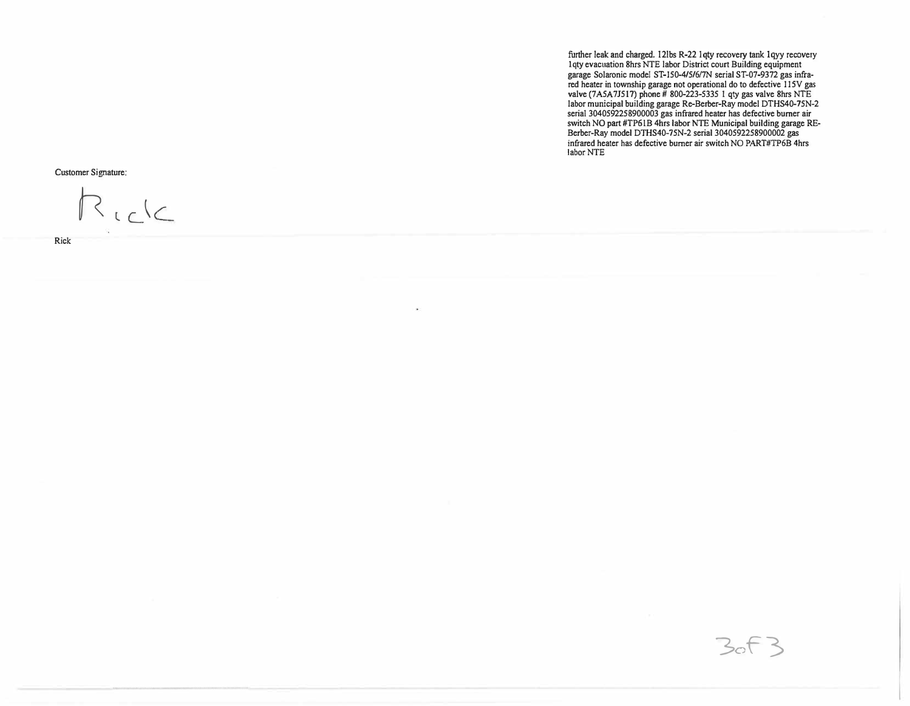further leak and charged. 12lbs R-22 1qty recovery tank 1qyy recovery 1qty evacuation 8hrs NTE labor District court Building equipment garage Solaronic model ST-150-4/5/6/7N serial ST-07-9372 gas infra-red heater in township garage not operational do to defective 115V gas valve (7A5A7J517) phone # 800-223-5335 1 qty gas valve 8hrs NTE labor municipal building garage Re-Berber-Ray model DTHS40-75N-2 serial 3040592258900003 gas infrared heater has defective burner air switch NO part #TP61B 4hrs labor NTE Municipal building garage RE-Berber-Ray model DTHS40-75N-2 serial 3040592258900002 gas infrared heater has defective burner air switch NO PART#TP6B 4hrs labor NTE

Customer Signature:

Rick

Rick